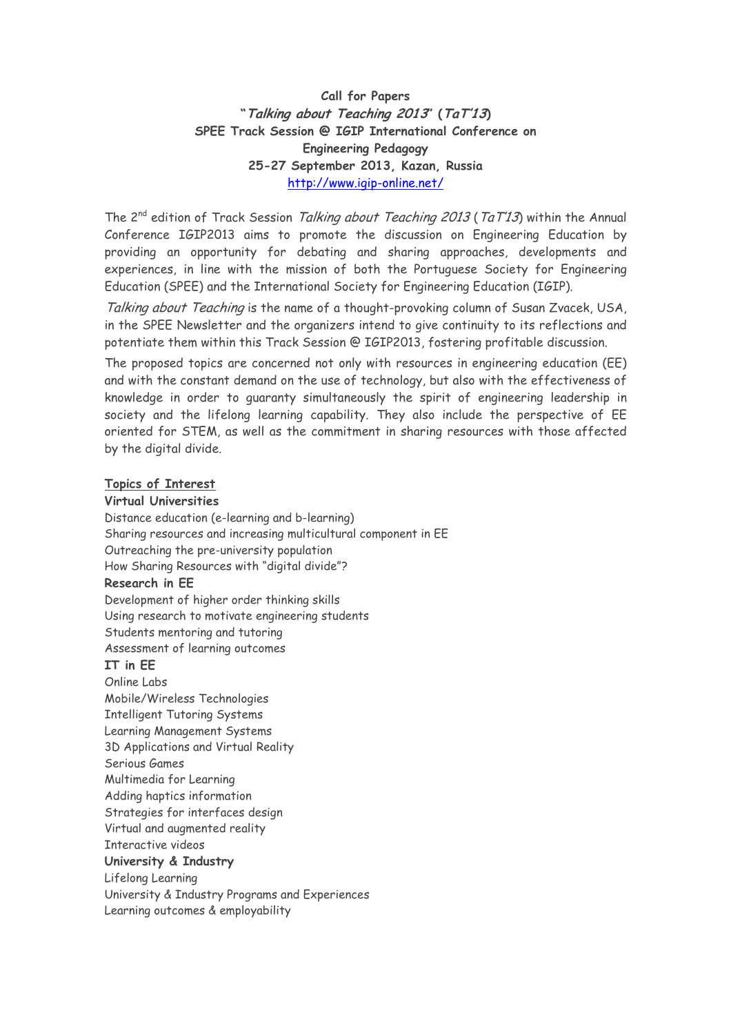**Call for Papers**

**"*Talking about Teaching 2013*" (*TaT'13*)**

**SPEE Track Session @ IGIP International Conference on Engineering Pedagogy**

**25-27 September 2013, Kazan, Russia**

[http://www.igip-online.net/](http://www.igip-online.net/)

The 2nd edition of Track Session *Talking about Teaching 2013* (*TaT'13*) within the Annual Conference IGIP2013 aims to promote the discussion on Engineering Education by providing an opportunity for debating and sharing approaches, developments and experiences, in line with the mission of both the Portuguese Society for Engineering Education (SPEE) and the International Society for Engineering Education (IGIP).

*Talking about Teaching* is the name of a thought-provoking column of Susan Zvacek, USA, in the SPEE Newsletter and the organizers intend to give continuity to its reflections and potentiate them within this Track Session @ IGIP2013, fostering profitable discussion.

The proposed topics are concerned not only with resources in engineering education (EE) and with the constant demand on the use of technology, but also with the effectiveness of knowledge in order to guaranty simultaneously the spirit of engineering leadership in society and the lifelong learning capability. They also include the perspective of EE oriented for STEM, as well as the commitment in sharing resources with those affected by the digital divide.

**Topics of Interest**

**Virtual Universities**

Distance education (e-learning and b-learning)
Sharing resources and increasing multicultural component in EE
Outreaching the pre-university population
How Sharing Resources with "digital divide"?

**Research in EE**

Development of higher order thinking skills
Using research to motivate engineering students
Students mentoring and tutoring
Assessment of learning outcomes

**IT in EE**

Online Labs
Mobile/Wireless Technologies
Intelligent Tutoring Systems
Learning Management Systems
3D Applications and Virtual Reality
Serious Games
Multimedia for Learning
Adding haptics information
Strategies for interfaces design
Virtual and augmented reality
Interactive videos

**University & Industry**

Lifelong Learning
University & Industry Programs and Experiences
Learning outcomes & employability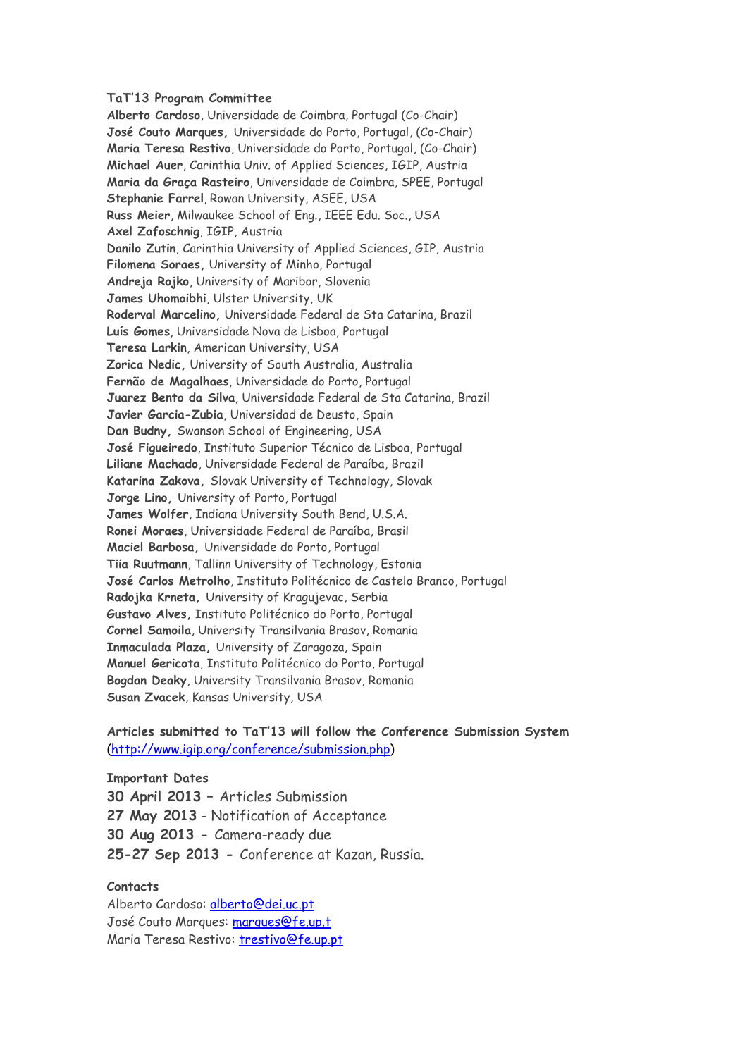**TaT'13 Program Committee**

**Alberto Cardoso**, Universidade de Coimbra, Portugal (Co-Chair)
**José Couto Marques,** Universidade do Porto, Portugal, (Co-Chair)
**Maria Teresa Restivo**, Universidade do Porto, Portugal, (Co-Chair)
**Michael Auer**, Carinthia Univ. of Applied Sciences, IGIP, Austria
**Maria da Graça Rasteiro**, Universidade de Coimbra, SPEE, Portugal
**Stephanie Farrel**, Rowan University, ASEE, USA
**Russ Meier**, Milwaukee School of Eng., IEEE Edu. Soc., USA
**Axel Zafoschnig**, IGIP, Austria
**Danilo Zutin**, Carinthia University of Applied Sciences, GIP, Austria
**Filomena Soraes,** University of Minho, Portugal
**Andreja Rojko**, University of Maribor, Slovenia
**James Uhomoibhi**, Ulster University, UK
**Roderval Marcelino,** Universidade Federal de Sta Catarina, Brazil
**Luís Gomes**, Universidade Nova de Lisboa, Portugal
**Teresa Larkin**, American University, USA
**Zorica Nedic,** University of South Australia, Australia
**Fernão de Magalhaes**, Universidade do Porto, Portugal
**Juarez Bento da Silva**, Universidade Federal de Sta Catarina, Brazil
**Javier Garcia-Zubia**, Universidad de Deusto, Spain
**Dan Budny,** Swanson School of Engineering, USA
**José Figueiredo**, Instituto Superior Técnico de Lisboa, Portugal
**Liliane Machado**, Universidade Federal de Paraíba, Brazil
**Katarina Zakova,** Slovak University of Technology, Slovak
**Jorge Lino,** University of Porto, Portugal
**James Wolfer**, Indiana University South Bend, U.S.A.
**Ronei Moraes**, Universidade Federal de Paraíba, Brasil
**Maciel Barbosa,** Universidade do Porto, Portugal
**Tiia Ruutmann**, Tallinn University of Technology, Estonia
**José Carlos Metrolho**, Instituto Politécnico de Castelo Branco, Portugal
**Radojka Krneta,** University of Kragujevac, Serbia
**Gustavo Alves,** Instituto Politécnico do Porto, Portugal
**Cornel Samoila**, University Transilvania Brasov, Romania
**Inmaculada Plaza,** University of Zaragoza, Spain
**Manuel Gericota**, Instituto Politécnico do Porto, Portugal
**Bogdan Deaky**, University Transilvania Brasov, Romania
**Susan Zvacek**, Kansas University, USA

**Articles submitted to TaT'13 will follow the Conference Submission System** (http://www.igip.org/conference/submission.php)

**Important Dates**

**30 April 2013 –** Articles Submission
**27 May 2013** - Notification of Acceptance
**30 Aug 2013 -** Camera-ready due
**25-27 Sep 2013 -** Conference at Kazan, Russia.

**Contacts**

Alberto Cardoso: alberto@dei.uc.pt
José Couto Marques: marques@fe.up.t
Maria Teresa Restivo: trestivo@fe.up.pt